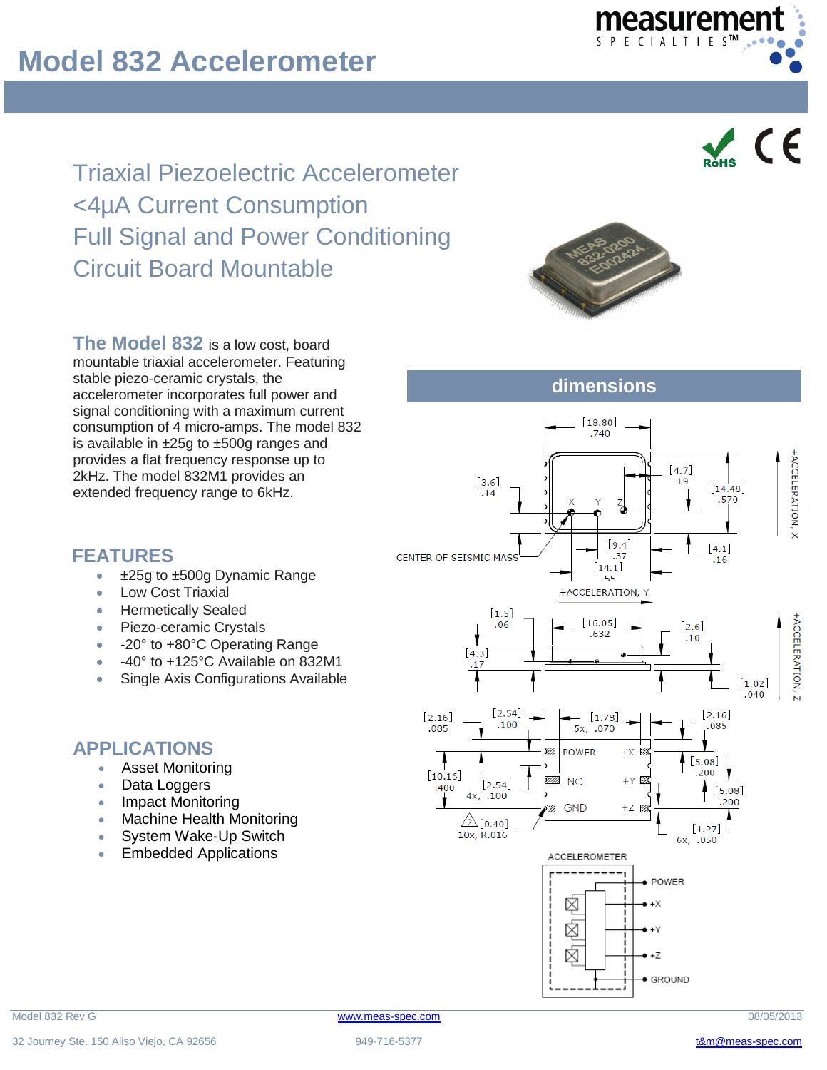# Model 832 Accelerometer

## Triaxial Piezoelectric Accelerometer
## <4µA Current Consumption
## Full Signal and Power Conditioning
## Circuit Board Mountable

**The Model 832** is a low cost, board mountable triaxial accelerometer. Featuring stable piezo-ceramic crystals, the accelerometer incorporates full power and signal conditioning with a maximum current consumption of 4 micro-amps. The model 832 is available in ±25g to ±500g ranges and provides a flat frequency response up to 2kHz. The model 832M1 provides an extended frequency range to 6kHz.

## FEATURES

- ±25g to ±500g Dynamic Range
- Low Cost Triaxial
- Hermetically Sealed
- Piezo-ceramic Crystals
- -20° to +80°C Operating Range
- -40° to +125°C Available on 832M1
- Single Axis Configurations Available

## APPLICATIONS

- Asset Monitoring
- Data Loggers
- Impact Monitoring
- Machine Health Monitoring
- System Wake-Up Switch
- Embedded Applications

## dimensions

[18.80] .740 · [4.7] .19 · [14.48] .570 · [3.6] .14 · [9.4] .37 · [14.1] .55 · [4.1] .16 · CENTER OF SEISMIC MASS · +ACCELERATION, X · +ACCELERATION, Y · +ACCELERATION, Z

[1.5] .06 · [16.05] .632 · [2.6] .10 · [4.3] .17 · [1.02] .040

[2.16] .085 · [2.54] .100 · [1.78] 5x, .070 · [2.16] .085 · [5.08] .200 · [10.16] .400 · [2.54] 4x, .100 · [5.08] .200 · [0.40] 10x, R.016 · [1.27] 6x, .050

POWER · NC · GND · +X · +Y · +Z

ACCELEROMETER: POWER, +X, +Y, +Z, GROUND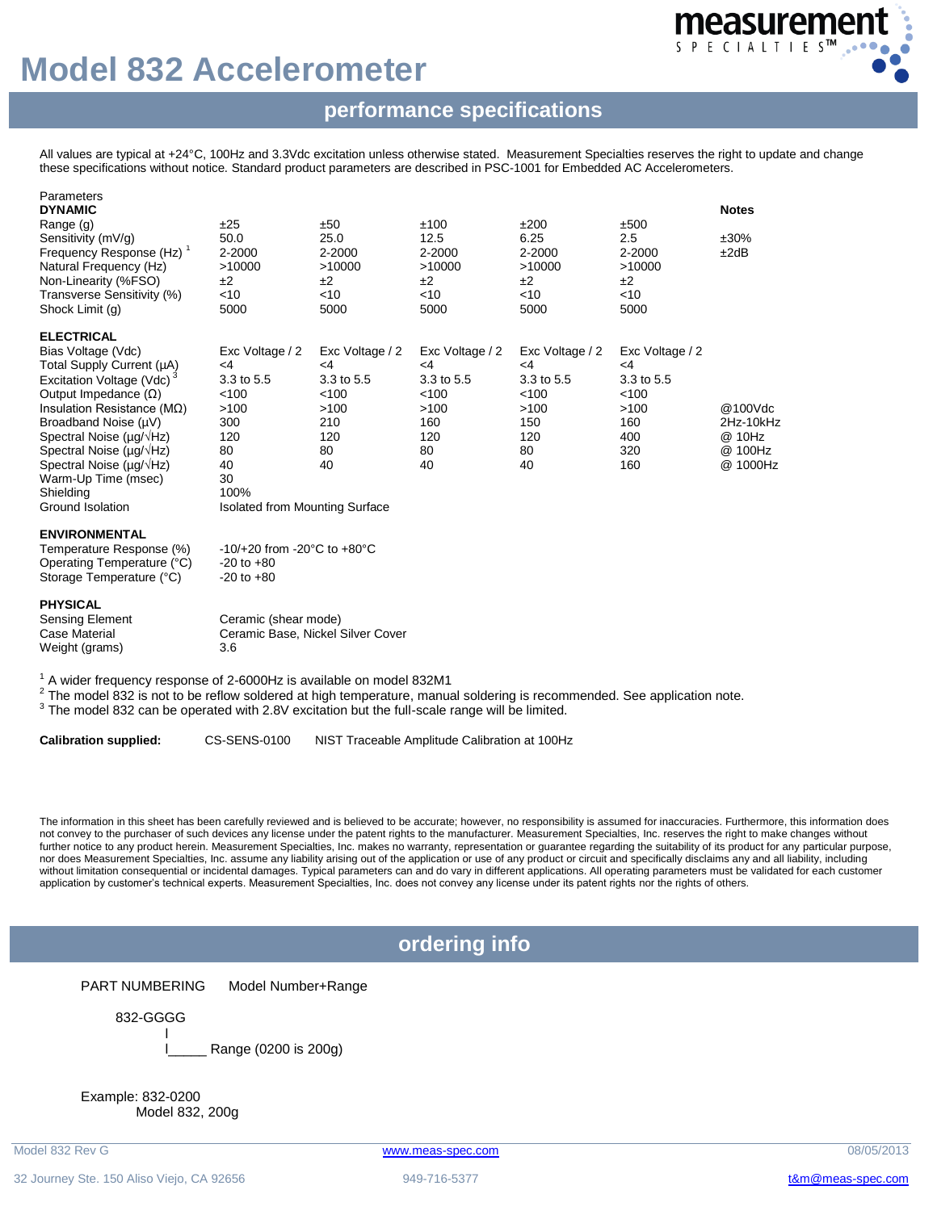# Model 832 Accelerometer

## performance specifications

All values are typical at +24°C, 100Hz and 3.3Vdc excitation unless otherwise stated. Measurement Specialties reserves the right to update and change these specifications without notice. Standard product parameters are described in PSC-1001 for Embedded AC Accelerometers.

| Parameters | | | | | | |
|---|---|---|---|---|---|---|
| **DYNAMIC** | | | | | | **Notes** |
| Range (g) | ±25 | ±50 | ±100 | ±200 | ±500 | |
| Sensitivity (mV/g) | 50.0 | 25.0 | 12.5 | 6.25 | 2.5 | ±30% |
| Frequency Response (Hz) [1] | 2-2000 | 2-2000 | 2-2000 | 2-2000 | 2-2000 | ±2dB |
| Natural Frequency (Hz) | >10000 | >10000 | >10000 | >10000 | >10000 | |
| Non-Linearity (%FSO) | ±2 | ±2 | ±2 | ±2 | ±2 | |
| Transverse Sensitivity (%) | <10 | <10 | <10 | <10 | <10 | |
| Shock Limit (g) | 5000 | 5000 | 5000 | 5000 | 5000 | |
| **ELECTRICAL** | | | | | | |
| Bias Voltage (Vdc) | Exc Voltage / 2 | Exc Voltage / 2 | Exc Voltage / 2 | Exc Voltage / 2 | Exc Voltage / 2 | |
| Total Supply Current (µA) | <4 | <4 | <4 | <4 | <4 | |
| Excitation Voltage (Vdc) [3] | 3.3 to 5.5 | 3.3 to 5.5 | 3.3 to 5.5 | 3.3 to 5.5 | 3.3 to 5.5 | |
| Output Impedance (Ω) | <100 | <100 | <100 | <100 | <100 | |
| Insulation Resistance (MΩ) | >100 | >100 | >100 | >100 | >100 | @100Vdc |
| Broadband Noise (µV) | 300 | 210 | 160 | 150 | 160 | 2Hz-10kHz |
| Spectral Noise (µg/√Hz) | 120 | 120 | 120 | 120 | 400 | @ 10Hz |
| Spectral Noise (µg/√Hz) | 80 | 80 | 80 | 80 | 320 | @ 100Hz |
| Spectral Noise (µg/√Hz) | 40 | 40 | 40 | 40 | 160 | @ 1000Hz |
| Warm-Up Time (msec) | 30 | | | | | |
| Shielding | 100% | | | | | |
| Ground Isolation | Isolated from Mounting Surface | | | | | |
| **ENVIRONMENTAL** | | | | | | |
| Temperature Response (%) | -10/+20 from -20°C to +80°C | | | | | |
| Operating Temperature (°C) | -20 to +80 | | | | | |
| Storage Temperature (°C) | -20 to +80 | | | | | |
| **PHYSICAL** | | | | | | |
| Sensing Element | Ceramic (shear mode) | | | | | |
| Case Material | Ceramic Base, Nickel Silver Cover | | | | | |
| Weight (grams) | 3.6 | | | | | |

[1] A wider frequency response of 2-6000Hz is available on model 832M1
[2] The model 832 is not to be reflow soldered at high temperature, manual soldering is recommended. See application note.
[3] The model 832 can be operated with 2.8V excitation but the full-scale range will be limited.

**Calibration supplied:** CS-SENS-0100 NIST Traceable Amplitude Calibration at 100Hz

The information in this sheet has been carefully reviewed and is believed to be accurate; however, no responsibility is assumed for inaccuracies. Furthermore, this information does not convey to the purchaser of such devices any license under the patent rights to the manufacturer. Measurement Specialties, Inc. reserves the right to make changes without further notice to any product herein. Measurement Specialties, Inc. makes no warranty, representation or guarantee regarding the suitability of its product for any particular purpose, nor does Measurement Specialties, Inc. assume any liability arising out of the application or use of any product or circuit and specifically disclaims any and all liability, including without limitation consequential or incidental damages. Typical parameters can and do vary in different applications. All operating parameters must be validated for each customer application by customer's technical experts. Measurement Specialties, Inc. does not convey any license under its patent rights nor the rights of others.

## ordering info

PART NUMBERING Model Number+Range

```
832-GGGG
      |
      |_____ Range (0200 is 200g)
```

Example: 832-0200
Model 832, 200g

Model 832 Rev G www.meas-spec.com 08/05/2013

32 Journey Ste. 150 Aliso Viejo, CA 92656 949-716-5377 t&m@meas-spec.com